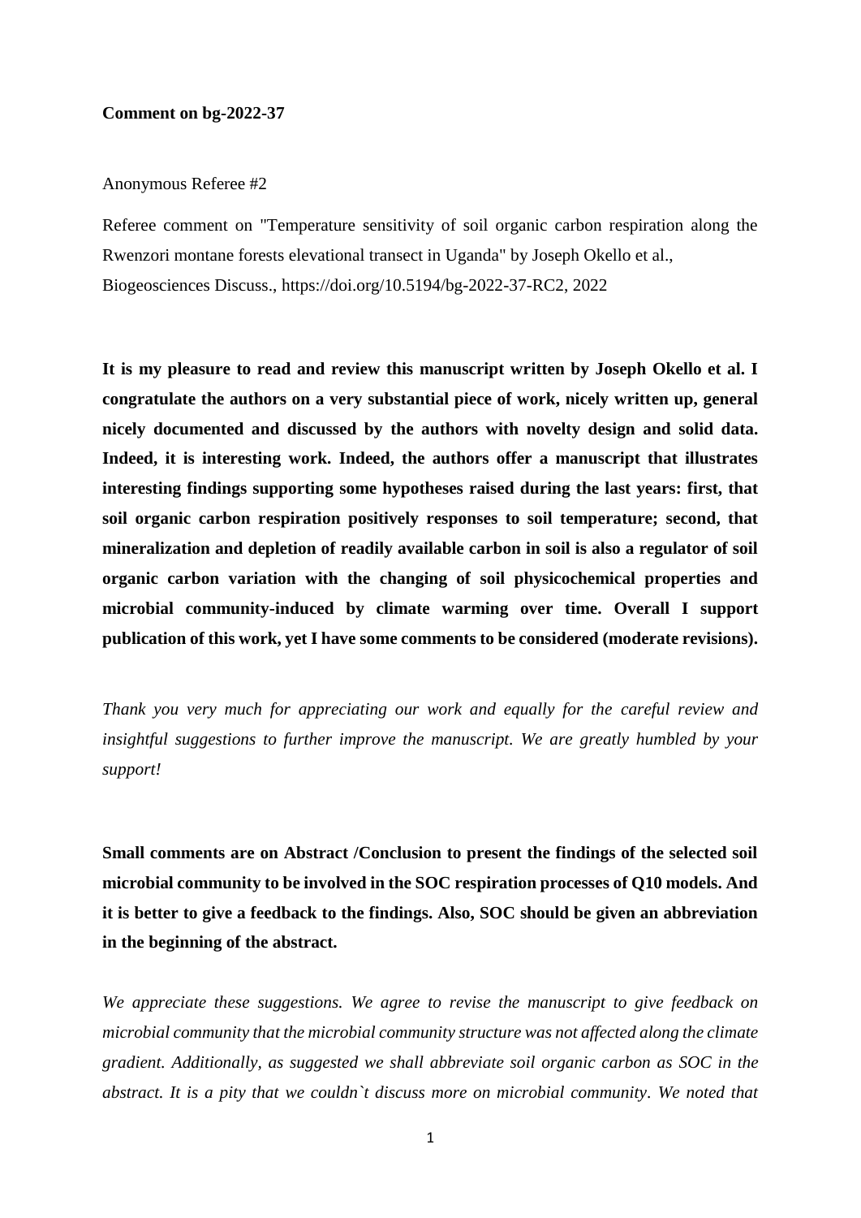**Comment on bg-2022-37**

Anonymous Referee #2

Referee comment on "Temperature sensitivity of soil organic carbon respiration along the Rwenzori montane forests elevational transect in Uganda" by Joseph Okello et al., Biogeosciences Discuss., https://doi.org/10.5194/bg-2022-37-RC2, 2022

**It is my pleasure to read and review this manuscript written by Joseph Okello et al. I congratulate the authors on a very substantial piece of work, nicely written up, general nicely documented and discussed by the authors with novelty design and solid data. Indeed, it is interesting work. Indeed, the authors offer a manuscript that illustrates interesting findings supporting some hypotheses raised during the last years: first, that soil organic carbon respiration positively responses to soil temperature; second, that mineralization and depletion of readily available carbon in soil is also a regulator of soil organic carbon variation with the changing of soil physicochemical properties and microbial community-induced by climate warming over time. Overall I support publication of this work, yet I have some comments to be considered (moderate revisions).**

*Thank you very much for appreciating our work and equally for the careful review and insightful suggestions to further improve the manuscript. We are greatly humbled by your support!*

**Small comments are on Abstract /Conclusion to present the findings of the selected soil microbial community to be involved in the SOC respiration processes of Q10 models. And it is better to give a feedback to the findings. Also, SOC should be given an abbreviation in the beginning of the abstract.**

*We appreciate these suggestions. We agree to revise the manuscript to give feedback on microbial community that the microbial community structure was not affected along the climate gradient. Additionally, as suggested we shall abbreviate soil organic carbon as SOC in the abstract. It is a pity that we couldn`t discuss more on microbial community. We noted that*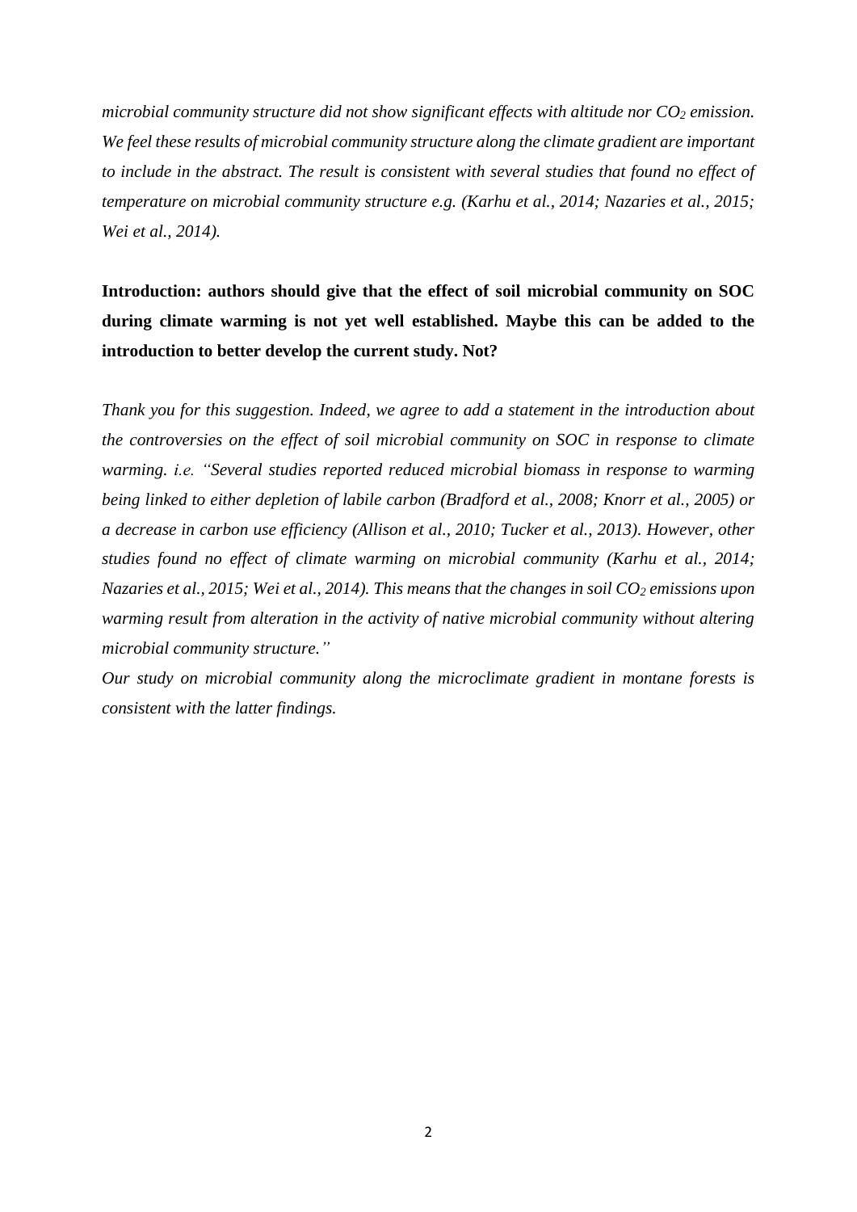*microbial community structure did not show significant effects with altitude nor $CO_2$ emission. We feel these results of microbial community structure along the climate gradient are important to include in the abstract. The result is consistent with several studies that found no effect of temperature on microbial community structure e.g. (Karhu et al., 2014; Nazaries et al., 2015; Wei et al., 2014).*

**Introduction: authors should give that the effect of soil microbial community on SOC during climate warming is not yet well established. Maybe this can be added to the introduction to better develop the current study. Not?**

*Thank you for this suggestion. Indeed, we agree to add a statement in the introduction about the controversies on the effect of soil microbial community on SOC in response to climate warming. i.e. "Several studies reported reduced microbial biomass in response to warming being linked to either depletion of labile carbon (Bradford et al., 2008; Knorr et al., 2005) or a decrease in carbon use efficiency (Allison et al., 2010; Tucker et al., 2013). However, other studies found no effect of climate warming on microbial community (Karhu et al., 2014; Nazaries et al., 2015; Wei et al., 2014). This means that the changes in soil $CO_2$ emissions upon warming result from alteration in the activity of native microbial community without altering microbial community structure."*

*Our study on microbial community along the microclimate gradient in montane forests is consistent with the latter findings.*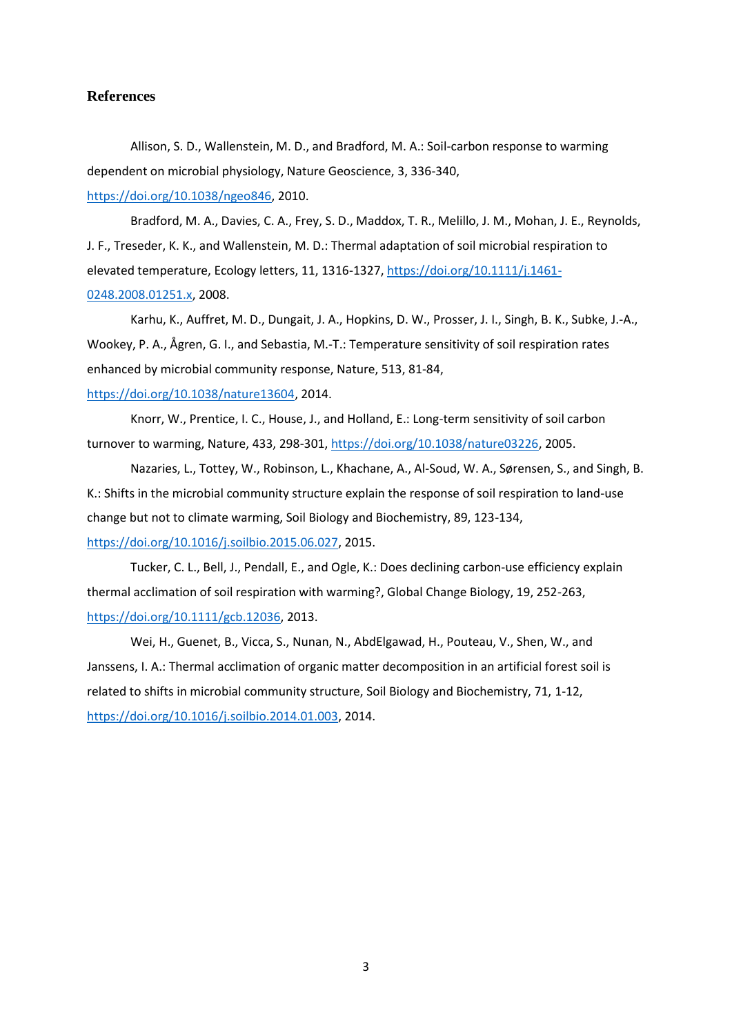## References

Allison, S. D., Wallenstein, M. D., and Bradford, M. A.: Soil-carbon response to warming dependent on microbial physiology, Nature Geoscience, 3, 336-340, https://doi.org/10.1038/ngeo846, 2010.

Bradford, M. A., Davies, C. A., Frey, S. D., Maddox, T. R., Melillo, J. M., Mohan, J. E., Reynolds, J. F., Treseder, K. K., and Wallenstein, M. D.: Thermal adaptation of soil microbial respiration to elevated temperature, Ecology letters, 11, 1316-1327, https://doi.org/10.1111/j.1461-0248.2008.01251.x, 2008.

Karhu, K., Auffret, M. D., Dungait, J. A., Hopkins, D. W., Prosser, J. I., Singh, B. K., Subke, J.-A., Wookey, P. A., Ågren, G. I., and Sebastia, M.-T.: Temperature sensitivity of soil respiration rates enhanced by microbial community response, Nature, 513, 81-84, https://doi.org/10.1038/nature13604, 2014.

Knorr, W., Prentice, I. C., House, J., and Holland, E.: Long-term sensitivity of soil carbon turnover to warming, Nature, 433, 298-301, https://doi.org/10.1038/nature03226, 2005.

Nazaries, L., Tottey, W., Robinson, L., Khachane, A., Al-Soud, W. A., Sørensen, S., and Singh, B. K.: Shifts in the microbial community structure explain the response of soil respiration to land-use change but not to climate warming, Soil Biology and Biochemistry, 89, 123-134, https://doi.org/10.1016/j.soilbio.2015.06.027, 2015.

Tucker, C. L., Bell, J., Pendall, E., and Ogle, K.: Does declining carbon-use efficiency explain thermal acclimation of soil respiration with warming?, Global Change Biology, 19, 252-263, https://doi.org/10.1111/gcb.12036, 2013.

Wei, H., Guenet, B., Vicca, S., Nunan, N., AbdElgawad, H., Pouteau, V., Shen, W., and Janssens, I. A.: Thermal acclimation of organic matter decomposition in an artificial forest soil is related to shifts in microbial community structure, Soil Biology and Biochemistry, 71, 1-12, https://doi.org/10.1016/j.soilbio.2014.01.003, 2014.